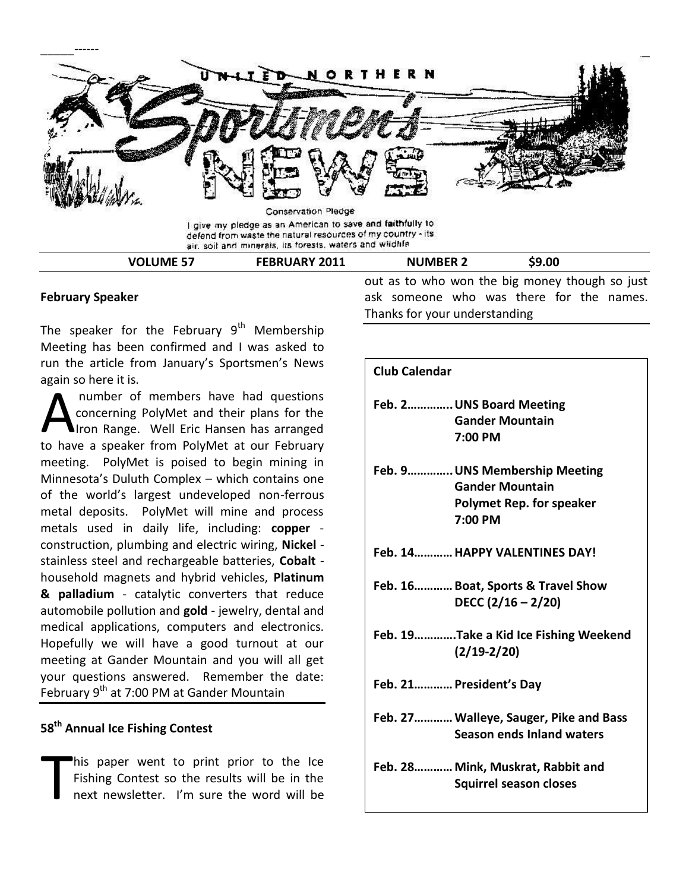# United Northern Sportsmen's News

Conservation Pledge

I give my pledge as an American to save and faithfully to defend from waste the natural resources of my country - its air, soil and minerals, its forests, waters and wildlife

**VOLUME 57 | FEBRUARY 2011 | NUMBER 2 | $9.00**

**February Speaker**

The speaker for the February 9th Membership Meeting has been confirmed and I was asked to run the article from January's Sportsmen's News again so here it is.

A number of members have had questions concerning PolyMet and their plans for the Iron Range. Well Eric Hansen has arranged to have a speaker from PolyMet at our February meeting. PolyMet is poised to begin mining in Minnesota's Duluth Complex – which contains one of the world's largest undeveloped non-ferrous metal deposits. PolyMet will mine and process metals used in daily life, including: **copper** - construction, plumbing and electric wiring, **Nickel** - stainless steel and rechargeable batteries, **Cobalt** - household magnets and hybrid vehicles, **Platinum & palladium** - catalytic converters that reduce automobile pollution and **gold** - jewelry, dental and medical applications, computers and electronics. Hopefully we will have a good turnout at our meeting at Gander Mountain and you will all get your questions answered. Remember the date: February 9th at 7:00 PM at Gander Mountain

**58th Annual Ice Fishing Contest**

This paper went to print prior to the Ice Fishing Contest so the results will be in the next newsletter. I'm sure the word will be out as to who won the big money though so just ask someone who was there for the names. Thanks for your understanding

**Club Calendar**

**Feb. 2…………..UNS Board Meeting**
**Gander Mountain**
**7:00 PM**

**Feb. 9…………..UNS Membership Meeting**
**Gander Mountain**
**Polymet Rep. for speaker**
**7:00 PM**

**Feb. 14………… HAPPY VALENTINES DAY!**

**Feb. 16………… Boat, Sports & Travel Show**
**DECC (2/16 – 2/20)**

**Feb. 19………….Take a Kid Ice Fishing Weekend**
**(2/19-2/20)**

**Feb. 21………… President's Day**

**Feb. 27………… Walleye, Sauger, Pike and Bass**
**Season ends Inland waters**

**Feb. 28………… Mink, Muskrat, Rabbit and**
**Squirrel season closes**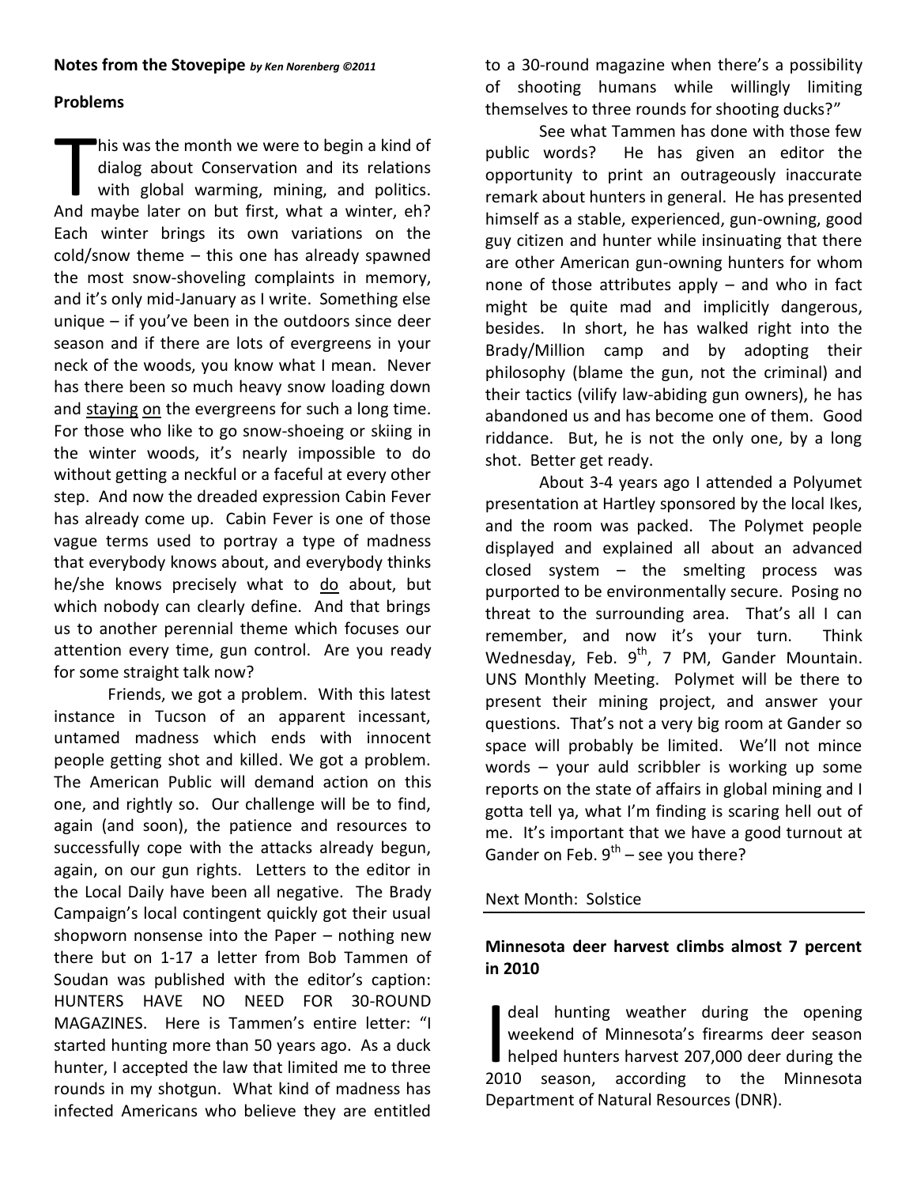**Notes from the Stovepipe** *by Ken Norenberg ©2011*

**Problems**

This was the month we were to begin a kind of dialog about Conservation and its relations with global warming, mining, and politics. And maybe later on but first, what a winter, eh? Each winter brings its own variations on the cold/snow theme – this one has already spawned the most snow-shoveling complaints in memory, and it's only mid-January as I write. Something else unique – if you've been in the outdoors since deer season and if there are lots of evergreens in your neck of the woods, you know what I mean. Never has there been so much heavy snow loading down and staying on the evergreens for such a long time. For those who like to go snow-shoeing or skiing in the winter woods, it's nearly impossible to do without getting a neckful or a faceful at every other step. And now the dreaded expression Cabin Fever has already come up. Cabin Fever is one of those vague terms used to portray a type of madness that everybody knows about, and everybody thinks he/she knows precisely what to do about, but which nobody can clearly define. And that brings us to another perennial theme which focuses our attention every time, gun control. Are you ready for some straight talk now?

Friends, we got a problem. With this latest instance in Tucson of an apparent incessant, untamed madness which ends with innocent people getting shot and killed. We got a problem. The American Public will demand action on this one, and rightly so. Our challenge will be to find, again (and soon), the patience and resources to successfully cope with the attacks already begun, again, on our gun rights. Letters to the editor in the Local Daily have been all negative. The Brady Campaign's local contingent quickly got their usual shopworn nonsense into the Paper – nothing new there but on 1-17 a letter from Bob Tammen of Soudan was published with the editor's caption: HUNTERS HAVE NO NEED FOR 30-ROUND MAGAZINES. Here is Tammen's entire letter: "I started hunting more than 50 years ago. As a duck hunter, I accepted the law that limited me to three rounds in my shotgun. What kind of madness has infected Americans who believe they are entitled to a 30-round magazine when there's a possibility of shooting humans while willingly limiting themselves to three rounds for shooting ducks?"

See what Tammen has done with those few public words? He has given an editor the opportunity to print an outrageously inaccurate remark about hunters in general. He has presented himself as a stable, experienced, gun-owning, good guy citizen and hunter while insinuating that there are other American gun-owning hunters for whom none of those attributes apply – and who in fact might be quite mad and implicitly dangerous, besides. In short, he has walked right into the Brady/Million camp and by adopting their philosophy (blame the gun, not the criminal) and their tactics (vilify law-abiding gun owners), he has abandoned us and has become one of them. Good riddance. But, he is not the only one, by a long shot. Better get ready.

About 3-4 years ago I attended a Polyumet presentation at Hartley sponsored by the local Ikes, and the room was packed. The Polymet people displayed and explained all about an advanced closed system – the smelting process was purported to be environmentally secure. Posing no threat to the surrounding area. That's all I can remember, and now it's your turn. Think Wednesday, Feb. 9th, 7 PM, Gander Mountain. UNS Monthly Meeting. Polymet will be there to present their mining project, and answer your questions. That's not a very big room at Gander so space will probably be limited. We'll not mince words – your auld scribbler is working up some reports on the state of affairs in global mining and I gotta tell ya, what I'm finding is scaring hell out of me. It's important that we have a good turnout at Gander on Feb. 9th – see you there?

Next Month: Solstice

---

**Minnesota deer harvest climbs almost 7 percent in 2010**

Ideal hunting weather during the opening weekend of Minnesota's firearms deer season helped hunters harvest 207,000 deer during the 2010 season, according to the Minnesota Department of Natural Resources (DNR).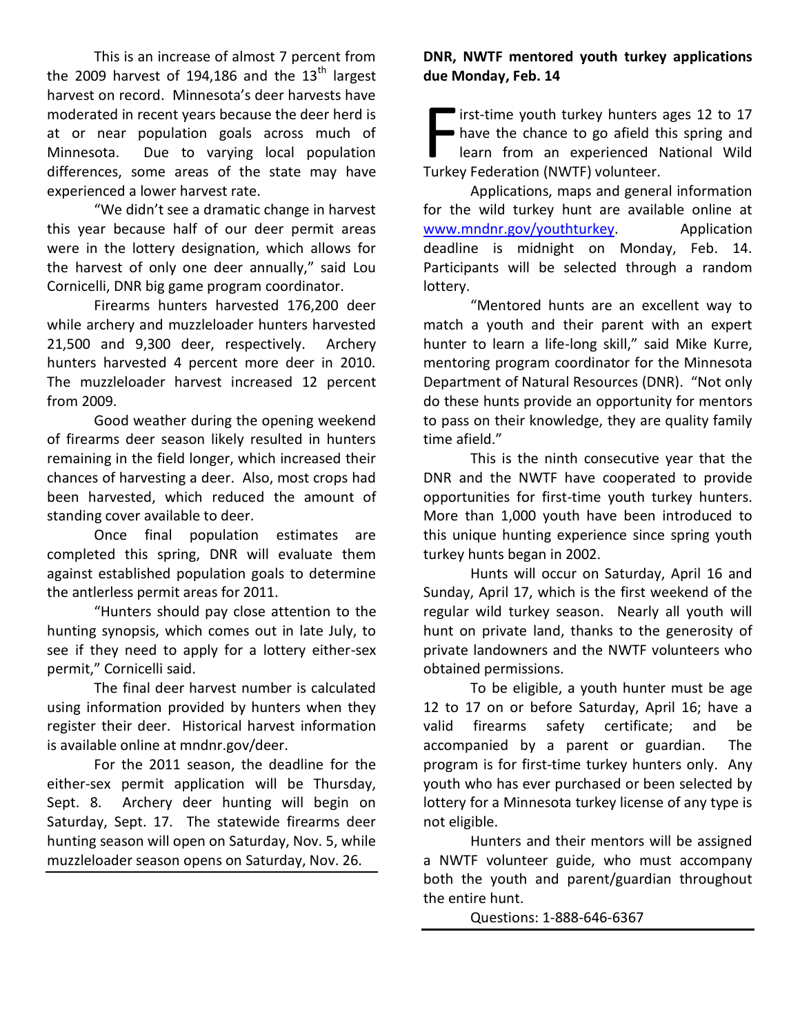This is an increase of almost 7 percent from the 2009 harvest of 194,186 and the 13th largest harvest on record. Minnesota's deer harvests have moderated in recent years because the deer herd is at or near population goals across much of Minnesota. Due to varying local population differences, some areas of the state may have experienced a lower harvest rate.

"We didn't see a dramatic change in harvest this year because half of our deer permit areas were in the lottery designation, which allows for the harvest of only one deer annually," said Lou Cornicelli, DNR big game program coordinator.

Firearms hunters harvested 176,200 deer while archery and muzzleloader hunters harvested 21,500 and 9,300 deer, respectively. Archery hunters harvested 4 percent more deer in 2010. The muzzleloader harvest increased 12 percent from 2009.

Good weather during the opening weekend of firearms deer season likely resulted in hunters remaining in the field longer, which increased their chances of harvesting a deer. Also, most crops had been harvested, which reduced the amount of standing cover available to deer.

Once final population estimates are completed this spring, DNR will evaluate them against established population goals to determine the antlerless permit areas for 2011.

"Hunters should pay close attention to the hunting synopsis, which comes out in late July, to see if they need to apply for a lottery either-sex permit," Cornicelli said.

The final deer harvest number is calculated using information provided by hunters when they register their deer. Historical harvest information is available online at mndnr.gov/deer.

For the 2011 season, the deadline for the either-sex permit application will be Thursday, Sept. 8. Archery deer hunting will begin on Saturday, Sept. 17. The statewide firearms deer hunting season will open on Saturday, Nov. 5, while muzzleloader season opens on Saturday, Nov. 26.

---

**DNR, NWTF mentored youth turkey applications due Monday, Feb. 14**

First-time youth turkey hunters ages 12 to 17 have the chance to go afield this spring and learn from an experienced National Wild Turkey Federation (NWTF) volunteer.

Applications, maps and general information for the wild turkey hunt are available online at www.mndnr.gov/youthturkey. Application deadline is midnight on Monday, Feb. 14. Participants will be selected through a random lottery.

"Mentored hunts are an excellent way to match a youth and their parent with an expert hunter to learn a life-long skill," said Mike Kurre, mentoring program coordinator for the Minnesota Department of Natural Resources (DNR). "Not only do these hunts provide an opportunity for mentors to pass on their knowledge, they are quality family time afield."

This is the ninth consecutive year that the DNR and the NWTF have cooperated to provide opportunities for first-time youth turkey hunters. More than 1,000 youth have been introduced to this unique hunting experience since spring youth turkey hunts began in 2002.

Hunts will occur on Saturday, April 16 and Sunday, April 17, which is the first weekend of the regular wild turkey season. Nearly all youth will hunt on private land, thanks to the generosity of private landowners and the NWTF volunteers who obtained permissions.

To be eligible, a youth hunter must be age 12 to 17 on or before Saturday, April 16; have a valid firearms safety certificate; and be accompanied by a parent or guardian. The program is for first-time turkey hunters only. Any youth who has ever purchased or been selected by lottery for a Minnesota turkey license of any type is not eligible.

Hunters and their mentors will be assigned a NWTF volunteer guide, who must accompany both the youth and parent/guardian throughout the entire hunt.

Questions: 1-888-646-6367